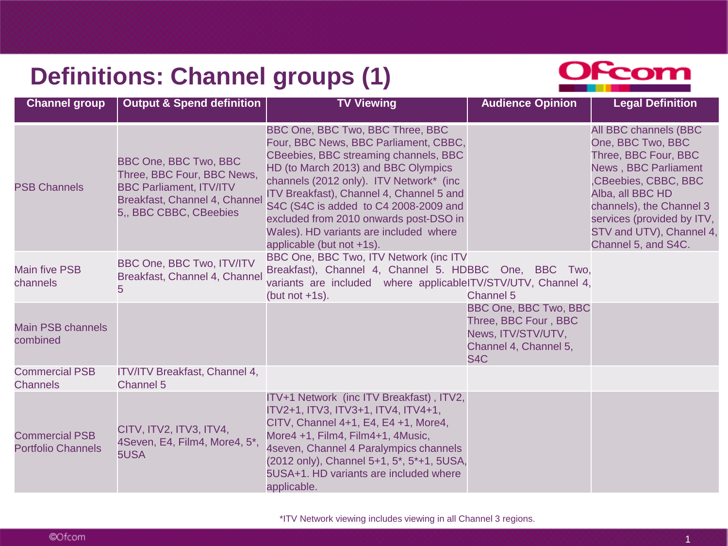# Definitions: Channel groups (1)

| Channel group | Output & Spend definition | TV Viewing | Audience Opinion | Legal Definition |
|---|---|---|---|---|
| PSB Channels | BBC One, BBC Two, BBC Three, BBC Four, BBC News, BBC Parliament, ITV/ITV Breakfast, Channel 4, Channel 5,, BBC CBBC, CBeebies | BBC One, BBC Two, BBC Three, BBC Four, BBC News, BBC Parliament, CBBC, CBeebies, BBC streaming channels, BBC HD (to March 2013) and BBC Olympics channels (2012 only). ITV Network* (inc ITV Breakfast), Channel 4, Channel 5 and S4C (S4C is added to C4 2008-2009 and excluded from 2010 onwards post-DSO in Wales). HD variants are included where applicable (but not +1s). | | All BBC channels (BBC One, BBC Two, BBC Three, BBC Four, BBC News , BBC Parliament ,CBeebies, CBBC, BBC Alba, all BBC HD channels), the Channel 3 services (provided by ITV, STV and UTV), Channel 4, Channel 5, and S4C. |
| Main five PSB channels | BBC One, BBC Two, ITV/ITV Breakfast, Channel 4, Channel 5 | BBC One, BBC Two, ITV Network (inc ITV Breakfast), Channel 4, Channel 5. HD variants are included where applicable (but not +1s). | BBC One, BBC Two, ITV/STV/UTV, Channel 4, Channel 5 | |
| Main PSB channels combined | | | BBC One, BBC Two, BBC Three, BBC Four , BBC News, ITV/STV/UTV, Channel 4, Channel 5, S4C | |
| Commercial PSB Channels | ITV/ITV Breakfast, Channel 4, Channel 5 | | | |
| Commercial PSB Portfolio Channels | CITV, ITV2, ITV3, ITV4, 4Seven, E4, Film4, More4, 5*, 5USA | ITV+1 Network (inc ITV Breakfast) , ITV2, ITV2+1, ITV3, ITV3+1, ITV4, ITV4+1, CITV, Channel 4+1, E4, E4 +1, More4, More4 +1, Film4, Film4+1, 4Music, 4seven, Channel 4 Paralympics channels (2012 only), Channel 5+1, 5*, 5*+1, 5USA, 5USA+1. HD variants are included where applicable. | | |

*ITV Network viewing includes viewing in all Channel 3 regions.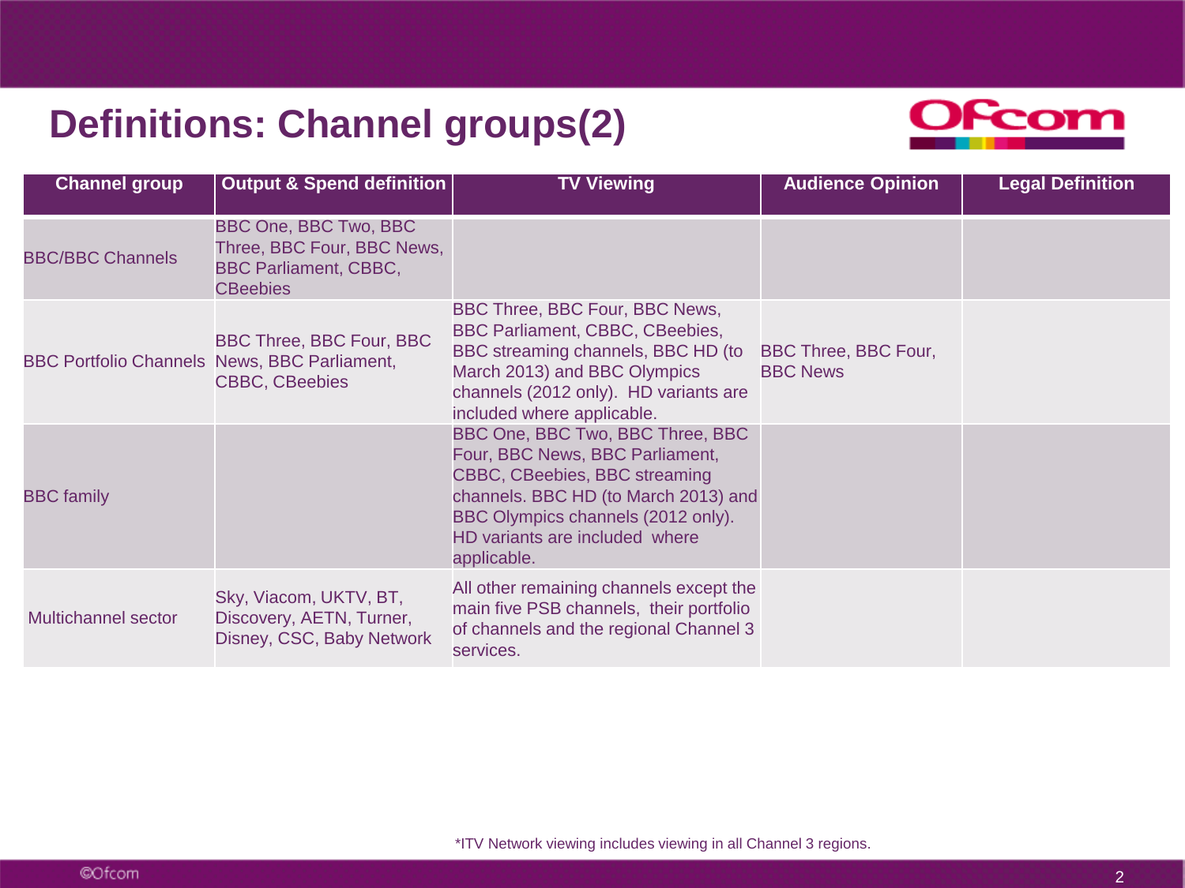# Definitions: Channel groups(2)

| Channel group | Output & Spend definition | TV Viewing | Audience Opinion | Legal Definition |
|---|---|---|---|---|
| BBC/BBC Channels | BBC One, BBC Two, BBC Three, BBC Four, BBC News, BBC Parliament, CBBC, CBeebies | | | |
| BBC Portfolio Channels | BBC Three, BBC Four, BBC News, BBC Parliament, CBBC, CBeebies | BBC Three, BBC Four, BBC News, BBC Parliament, CBBC, CBeebies, BBC streaming channels, BBC HD (to March 2013) and BBC Olympics channels (2012 only). HD variants are included where applicable. | BBC Three, BBC Four, BBC News | |
| BBC family | | BBC One, BBC Two, BBC Three, BBC Four, BBC News, BBC Parliament, CBBC, CBeebies, BBC streaming channels. BBC HD (to March 2013) and BBC Olympics channels (2012 only). HD variants are included where applicable. | | |
| Multichannel sector | Sky, Viacom, UKTV, BT, Discovery, AETN, Turner, Disney, CSC, Baby Network | All other remaining channels except the main five PSB channels, their portfolio of channels and the regional Channel 3 services. | | |

*ITV Network viewing includes viewing in all Channel 3 regions.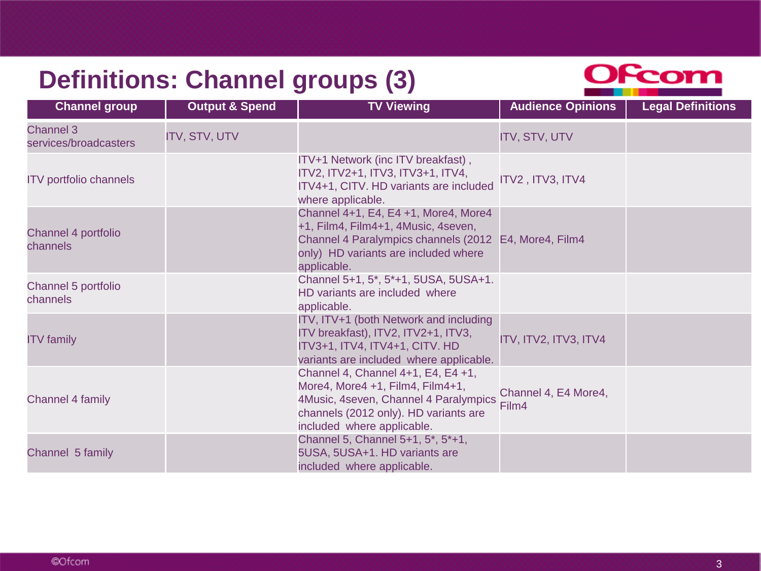# Definitions: Channel groups (3)

| Channel group | Output & Spend | TV Viewing | Audience Opinions | Legal Definitions |
|---|---|---|---|---|
| Channel 3 services/broadcasters | ITV, STV, UTV | | ITV, STV, UTV | |
| ITV portfolio channels | | ITV+1 Network (inc ITV breakfast) , ITV2, ITV2+1, ITV3, ITV3+1, ITV4, ITV4+1, CITV. HD variants are included where applicable. | ITV2 , ITV3, ITV4 | |
| Channel 4 portfolio channels | | Channel 4+1, E4, E4 +1, More4, More4 +1, Film4, Film4+1, 4Music, 4seven, Channel 4 Paralympics channels (2012 only) HD variants are included where applicable. | E4, More4, Film4 | |
| Channel 5 portfolio channels | | Channel 5+1, 5*, 5*+1, 5USA, 5USA+1. HD variants are included where applicable. | | |
| ITV family | | ITV, ITV+1 (both Network and including ITV breakfast), ITV2, ITV2+1, ITV3, ITV3+1, ITV4, ITV4+1, CITV. HD variants are included where applicable. | ITV, ITV2, ITV3, ITV4 | |
| Channel 4 family | | Channel 4, Channel 4+1, E4, E4 +1, More4, More4 +1, Film4, Film4+1, 4Music, 4seven, Channel 4 Paralympics channels (2012 only). HD variants are included where applicable. | Channel 4, E4 More4, Film4 | |
| Channel 5 family | | Channel 5, Channel 5+1, 5*, 5*+1, 5USA, 5USA+1. HD variants are included where applicable. | | |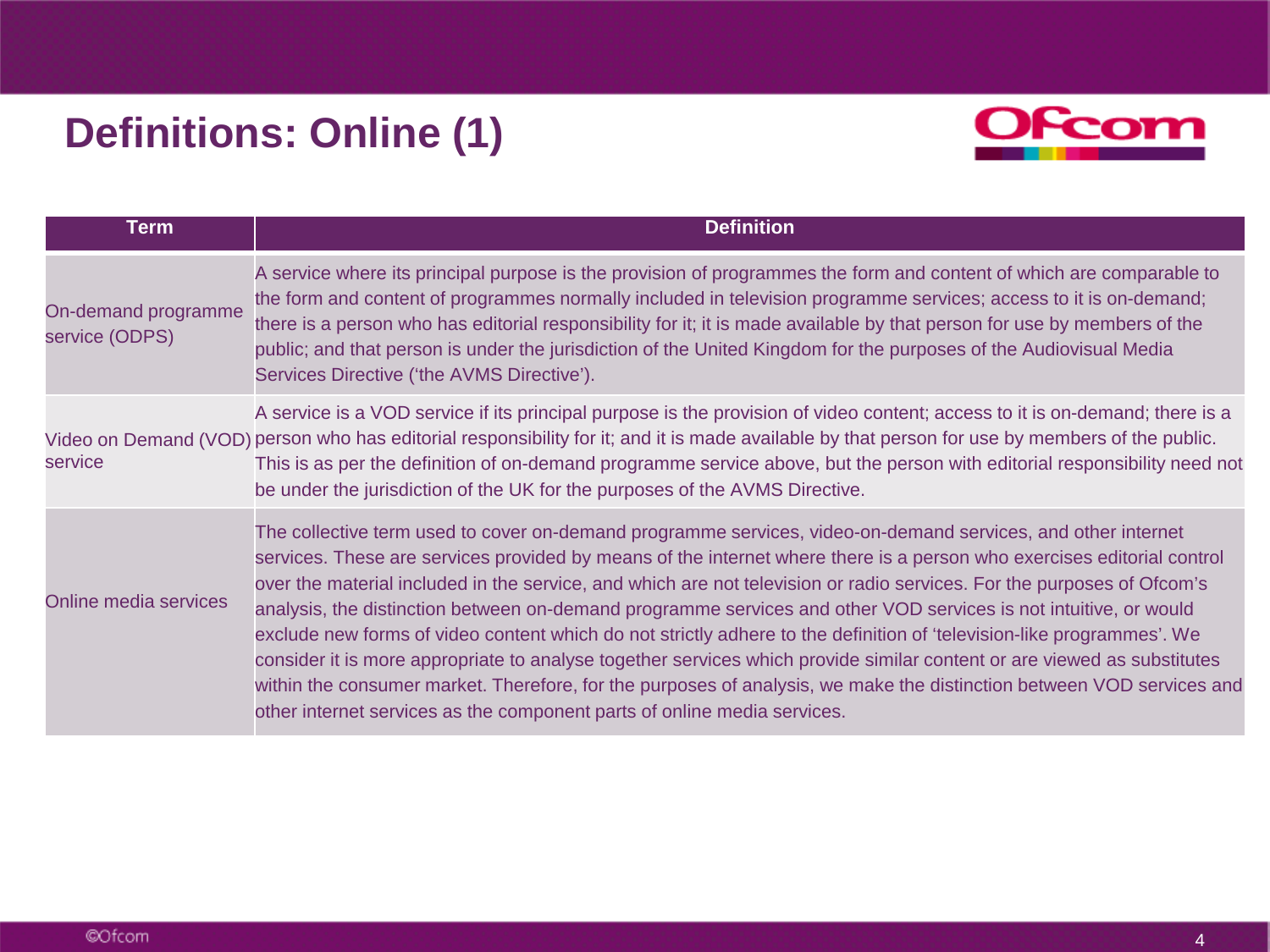# Definitions: Online (1)

| Term | Definition |
| --- | --- |
| On-demand programme service (ODPS) | A service where its principal purpose is the provision of programmes the form and content of which are comparable to the form and content of programmes normally included in television programme services; access to it is on-demand; there is a person who has editorial responsibility for it; it is made available by that person for use by members of the public; and that person is under the jurisdiction of the United Kingdom for the purposes of the Audiovisual Media Services Directive ('the AVMS Directive'). |
| Video on Demand (VOD) service | A service is a VOD service if its principal purpose is the provision of video content; access to it is on-demand; there is a person who has editorial responsibility for it; and it is made available by that person for use by members of the public. This is as per the definition of on-demand programme service above, but the person with editorial responsibility need not be under the jurisdiction of the UK for the purposes of the AVMS Directive. |
| Online media services | The collective term used to cover on-demand programme services, video-on-demand services, and other internet services. These are services provided by means of the internet where there is a person who exercises editorial control over the material included in the service, and which are not television or radio services. For the purposes of Ofcom's analysis, the distinction between on-demand programme services and other VOD services is not intuitive, or would exclude new forms of video content which do not strictly adhere to the definition of 'television-like programmes'. We consider it is more appropriate to analyse together services which provide similar content or are viewed as substitutes within the consumer market. Therefore, for the purposes of analysis, we make the distinction between VOD services and other internet services as the component parts of online media services. |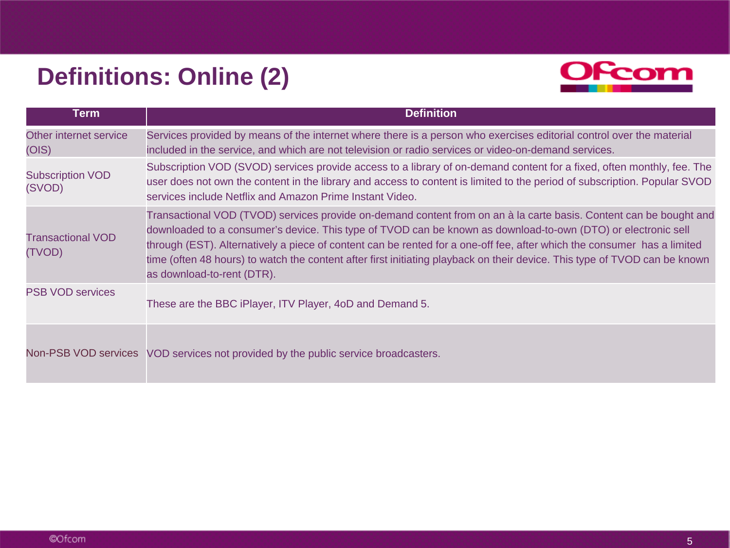# Definitions: Online (2)

| Term | Definition |
| --- | --- |
| Other internet service (OIS) | Services provided by means of the internet where there is a person who exercises editorial control over the material included in the service, and which are not television or radio services or video-on-demand services. |
| Subscription VOD (SVOD) | Subscription VOD (SVOD) services provide access to a library of on-demand content for a fixed, often monthly, fee. The user does not own the content in the library and access to content is limited to the period of subscription. Popular SVOD services include Netflix and Amazon Prime Instant Video. |
| Transactional VOD (TVOD) | Transactional VOD (TVOD) services provide on-demand content from on an à la carte basis. Content can be bought and downloaded to a consumer's device. This type of TVOD can be known as download-to-own (DTO) or electronic sell through (EST). Alternatively a piece of content can be rented for a one-off fee, after which the consumer has a limited time (often 48 hours) to watch the content after first initiating playback on their device. This type of TVOD can be known as download-to-rent (DTR). |
| PSB VOD services | These are the BBC iPlayer, ITV Player, 4oD and Demand 5. |
| Non-PSB VOD services | VOD services not provided by the public service broadcasters. |